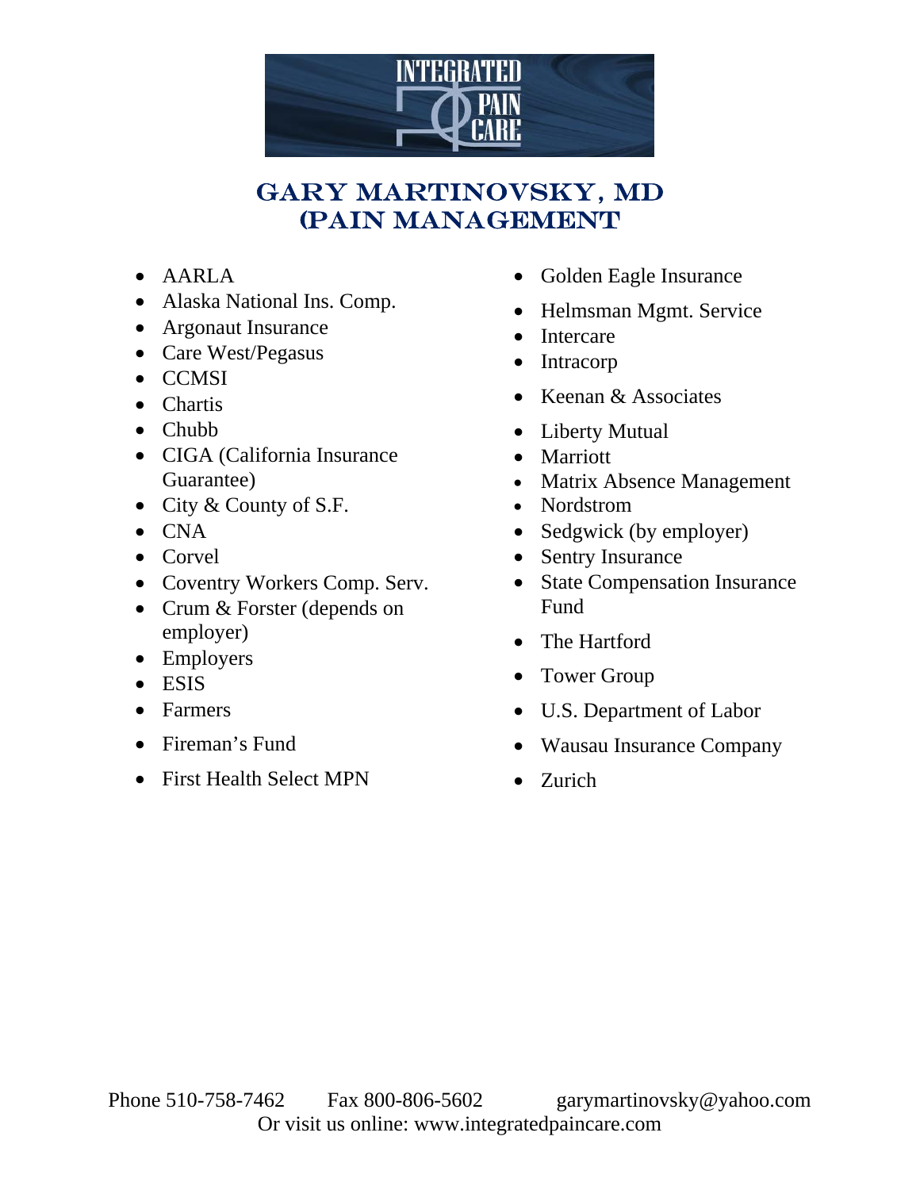INTEGRATED PAIN CARE

# GARY MARTINOVSKY, MD
## (PAIN MANAGEMENT

- AARLA
- Alaska National Ins. Comp.
- Argonaut Insurance
- Care West/Pegasus
- CCMSI
- Chartis
- Chubb
- CIGA (California Insurance Guarantee)
- City & County of S.F.
- CNA
- Corvel
- Coventry Workers Comp. Serv.
- Crum & Forster (depends on employer)
- Employers
- ESIS
- Farmers
- Fireman's Fund
- First Health Select MPN
- Golden Eagle Insurance
- Helmsman Mgmt. Service
- Intercare
- Intracorp
- Keenan & Associates
- Liberty Mutual
- Marriott
- Matrix Absence Management
- Nordstrom
- Sedgwick (by employer)
- Sentry Insurance
- State Compensation Insurance Fund
- The Hartford
- Tower Group
- U.S. Department of Labor
- Wausau Insurance Company
- Zurich

Phone 510-758-7462 Fax 800-806-5602 garymartinovsky@yahoo.com
Or visit us online: www.integratedpaincare.com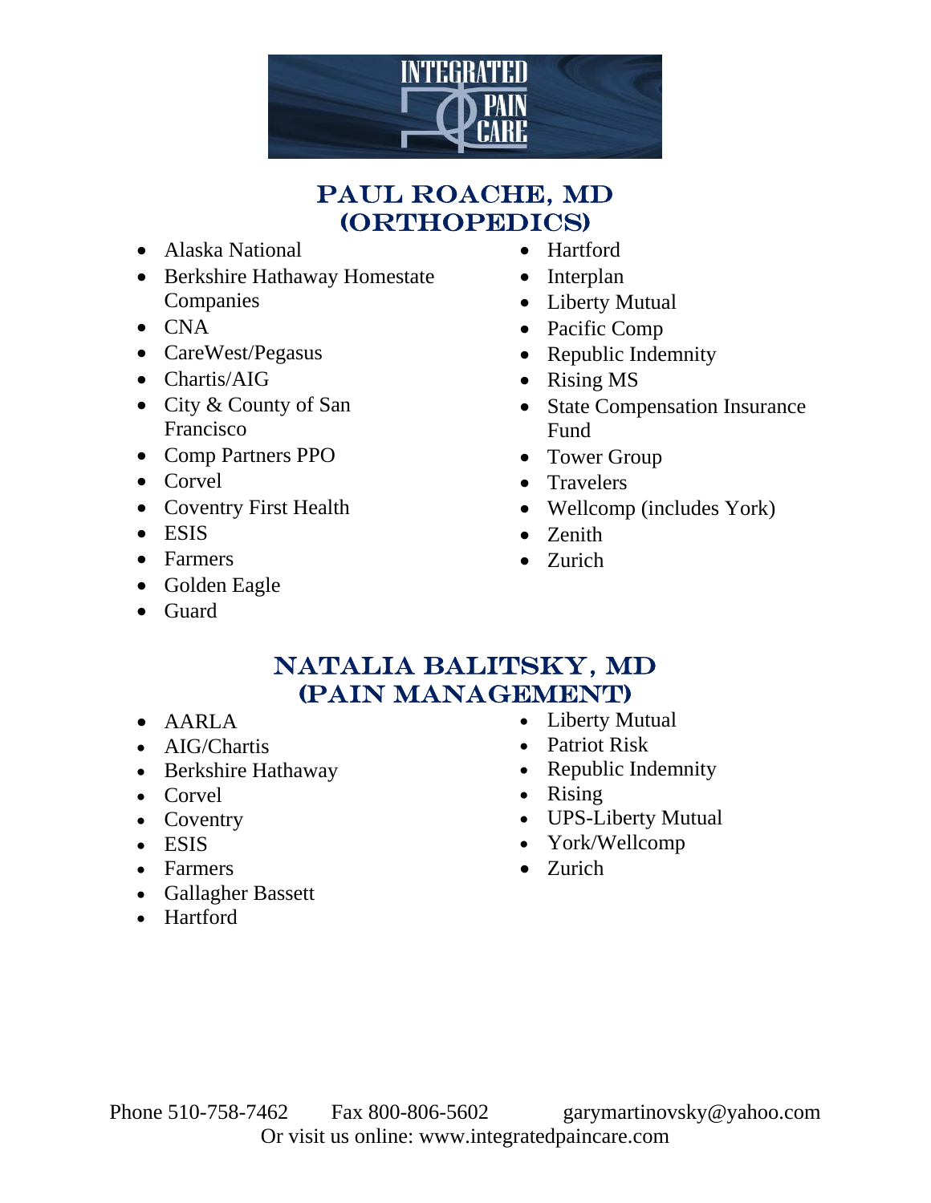INTEGRATED PAIN CARE

## PAUL ROACHE, MD (ORTHOPEDICS)

- Alaska National
- Berkshire Hathaway Homestate Companies
- CNA
- CareWest/Pegasus
- Chartis/AIG
- City & County of San Francisco
- Comp Partners PPO
- Corvel
- Coventry First Health
- ESIS
- Farmers
- Golden Eagle
- Guard
- Hartford
- Interplan
- Liberty Mutual
- Pacific Comp
- Republic Indemnity
- Rising MS
- State Compensation Insurance Fund
- Tower Group
- Travelers
- Wellcomp (includes York)
- Zenith
- Zurich

## NATALIA BALITSKY, MD (PAIN MANAGEMENT)

- AARLA
- AIG/Chartis
- Berkshire Hathaway
- Corvel
- Coventry
- ESIS
- Farmers
- Gallagher Bassett
- Hartford
- Liberty Mutual
- Patriot Risk
- Republic Indemnity
- Rising
- UPS-Liberty Mutual
- York/Wellcomp
- Zurich

Phone 510-758-7462 Fax 800-806-5602 garymartinovsky@yahoo.com
Or visit us online: www.integratedpaincare.com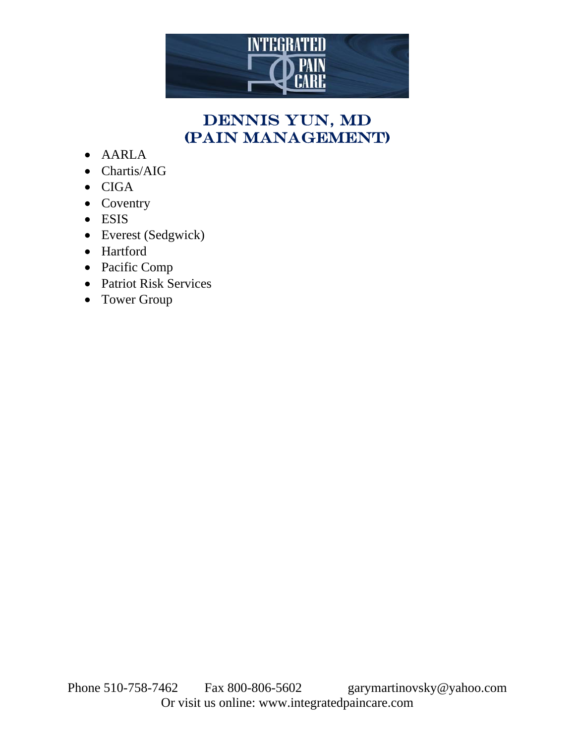# DENNIS YUN, MD
## (PAIN MANAGEMENT)

- AARLA
- Chartis/AIG
- CIGA
- Coventry
- ESIS
- Everest (Sedgwick)
- Hartford
- Pacific Comp
- Patriot Risk Services
- Tower Group

Phone 510-758-7462 Fax 800-806-5602 garymartinovsky@yahoo.com
Or visit us online: www.integratedpaincare.com